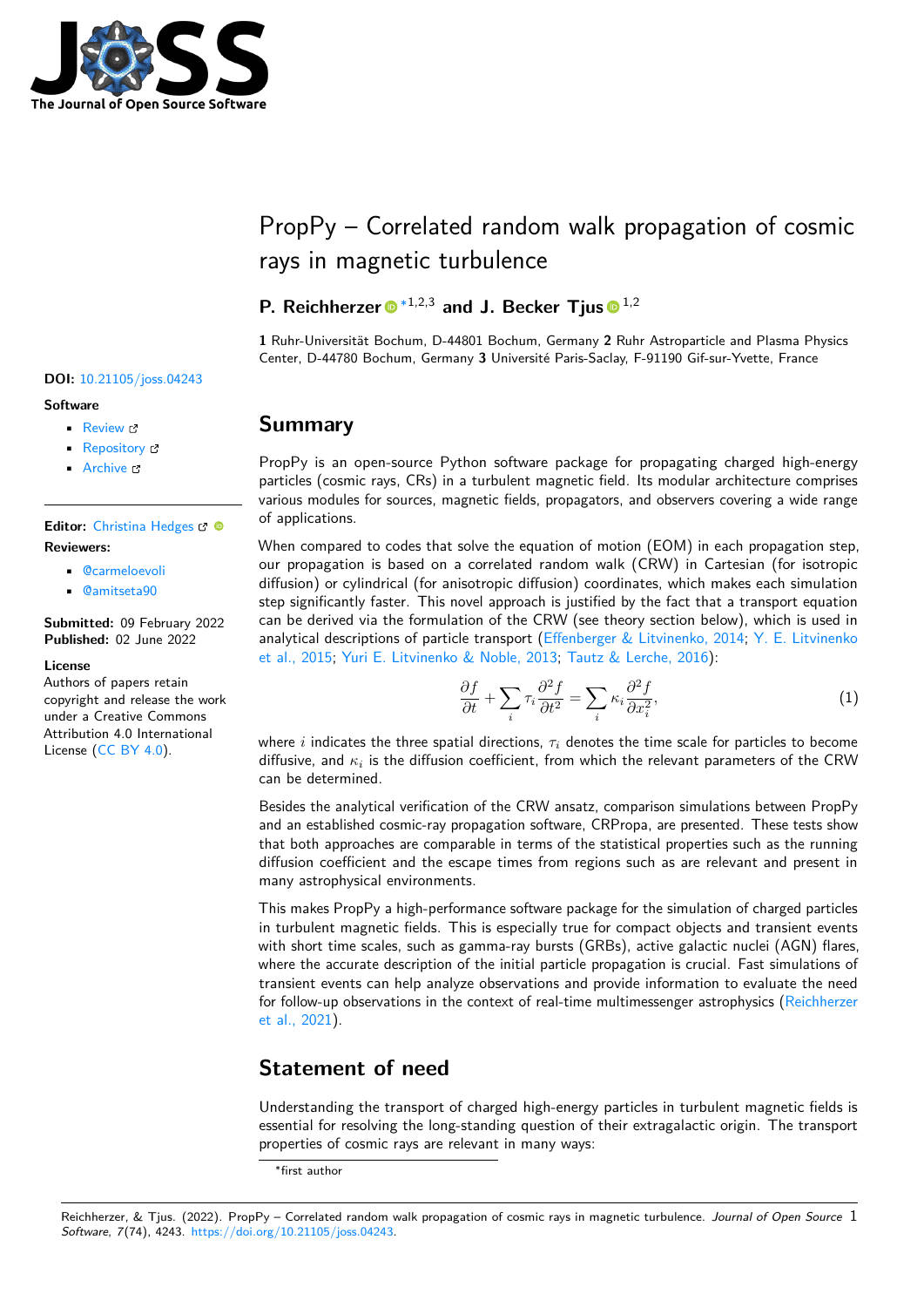# PropPy – Correlated random walk propagation of cosmic rays in magnetic turbulence

**P. Reichherzer**[*1,2,3] **and J. Becker Tjus**[1,2]

**1** Ruhr-Universität Bochum, D-44801 Bochum, Germany **2** Ruhr Astroparticle and Plasma Physics Center, D-44780 Bochum, Germany **3** Université Paris-Saclay, F-91190 Gif-sur-Yvette, France

**DOI:** 10.21105/joss.04243

**Software**

- Review
- Repository
- Archive

**Editor:** Christina Hedges

**Reviewers:**

- @carmeloevoli
- @amitseta90

**Submitted:** 09 February 2022
**Published:** 02 June 2022

**License**
Authors of papers retain copyright and release the work under a Creative Commons Attribution 4.0 International License (CC BY 4.0).

## Summary

PropPy is an open-source Python software package for propagating charged high-energy particles (cosmic rays, CRs) in a turbulent magnetic field. Its modular architecture comprises various modules for sources, magnetic fields, propagators, and observers covering a wide range of applications.

When compared to codes that solve the equation of motion (EOM) in each propagation step, our propagation is based on a correlated random walk (CRW) in Cartesian (for isotropic diffusion) or cylindrical (for anisotropic diffusion) coordinates, which makes each simulation step significantly faster. This novel approach is justified by the fact that a transport equation can be derived via the formulation of the CRW (see theory section below), which is used in analytical descriptions of particle transport (Effenberger & Litvinenko, 2014; Y. E. Litvinenko et al., 2015; Yuri E. Litvinenko & Noble, 2013; Tautz & Lerche, 2016):

$$\frac{\partial f}{\partial t} + \sum_i \tau_i \frac{\partial^2 f}{\partial t^2} = \sum_i \kappa_i \frac{\partial^2 f}{\partial x_i^2}, \tag{1}$$

where $i$ indicates the three spatial directions, $\tau_i$ denotes the time scale for particles to become diffusive, and $\kappa_i$ is the diffusion coefficient, from which the relevant parameters of the CRW can be determined.

Besides the analytical verification of the CRW ansatz, comparison simulations between PropPy and an established cosmic-ray propagation software, CRPropa, are presented. These tests show that both approaches are comparable in terms of the statistical properties such as the running diffusion coefficient and the escape times from regions such as are relevant and present in many astrophysical environments.

This makes PropPy a high-performance software package for the simulation of charged particles in turbulent magnetic fields. This is especially true for compact objects and transient events with short time scales, such as gamma-ray bursts (GRBs), active galactic nuclei (AGN) flares, where the accurate description of the initial particle propagation is crucial. Fast simulations of transient events can help analyze observations and provide information to evaluate the need for follow-up observations in the context of real-time multimessenger astrophysics (Reichherzer et al., 2021).

## Statement of need

Understanding the transport of charged high-energy particles in turbulent magnetic fields is essential for resolving the long-standing question of their extragalactic origin. The transport properties of cosmic rays are relevant in many ways:

[*] first author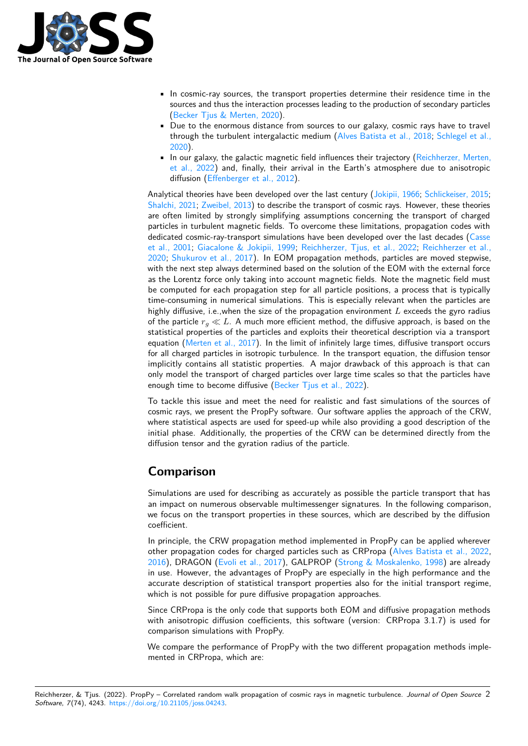- In cosmic-ray sources, the transport properties determine their residence time in the sources and thus the interaction processes leading to the production of secondary particles (Becker Tjus & Merten, 2020).
- Due to the enormous distance from sources to our galaxy, cosmic rays have to travel through the turbulent intergalactic medium (Alves Batista et al., 2018; Schlegel et al., 2020).
- In our galaxy, the galactic magnetic field influences their trajectory (Reichherzer, Merten, et al., 2022) and, finally, their arrival in the Earth's atmosphere due to anisotropic diffusion (Effenberger et al., 2012).

Analytical theories have been developed over the last century (Jokipii, 1966; Schlickeiser, 2015; Shalchi, 2021; Zweibel, 2013) to describe the transport of cosmic rays. However, these theories are often limited by strongly simplifying assumptions concerning the transport of charged particles in turbulent magnetic fields. To overcome these limitations, propagation codes with dedicated cosmic-ray-transport simulations have been developed over the last decades (Casse et al., 2001; Giacalone & Jokipii, 1999; Reichherzer, Tjus, et al., 2022; Reichherzer et al., 2020; Shukurov et al., 2017). In EOM propagation methods, particles are moved stepwise, with the next step always determined based on the solution of the EOM with the external force as the Lorentz force only taking into account magnetic fields. Note the magnetic field must be computed for each propagation step for all particle positions, a process that is typically time-consuming in numerical simulations. This is especially relevant when the particles are highly diffusive, i.e.,when the size of the propagation environment $L$ exceeds the gyro radius of the particle $r_g \ll L$. A much more efficient method, the diffusive approach, is based on the statistical properties of the particles and exploits their theoretical description via a transport equation (Merten et al., 2017). In the limit of infinitely large times, diffusive transport occurs for all charged particles in isotropic turbulence. In the transport equation, the diffusion tensor implicitly contains all statistic properties. A major drawback of this approach is that can only model the transport of charged particles over large time scales so that the particles have enough time to become diffusive (Becker Tjus et al., 2022).

To tackle this issue and meet the need for realistic and fast simulations of the sources of cosmic rays, we present the PropPy software. Our software applies the approach of the CRW, where statistical aspects are used for speed-up while also providing a good description of the initial phase. Additionally, the properties of the CRW can be determined directly from the diffusion tensor and the gyration radius of the particle.

# Comparison

Simulations are used for describing as accurately as possible the particle transport that has an impact on numerous observable multimessenger signatures. In the following comparison, we focus on the transport properties in these sources, which are described by the diffusion coefficient.

In principle, the CRW propagation method implemented in PropPy can be applied wherever other propagation codes for charged particles such as CRPropa (Alves Batista et al., 2022, 2016), DRAGON (Evoli et al., 2017), GALPROP (Strong & Moskalenko, 1998) are already in use. However, the advantages of PropPy are especially in the high performance and the accurate description of statistical transport properties also for the initial transport regime, which is not possible for pure diffusive propagation approaches.

Since CRPropa is the only code that supports both EOM and diffusive propagation methods with anisotropic diffusion coefficients, this software (version: CRPropa 3.1.7) is used for comparison simulations with PropPy.

We compare the performance of PropPy with the two different propagation methods implemented in CRPropa, which are: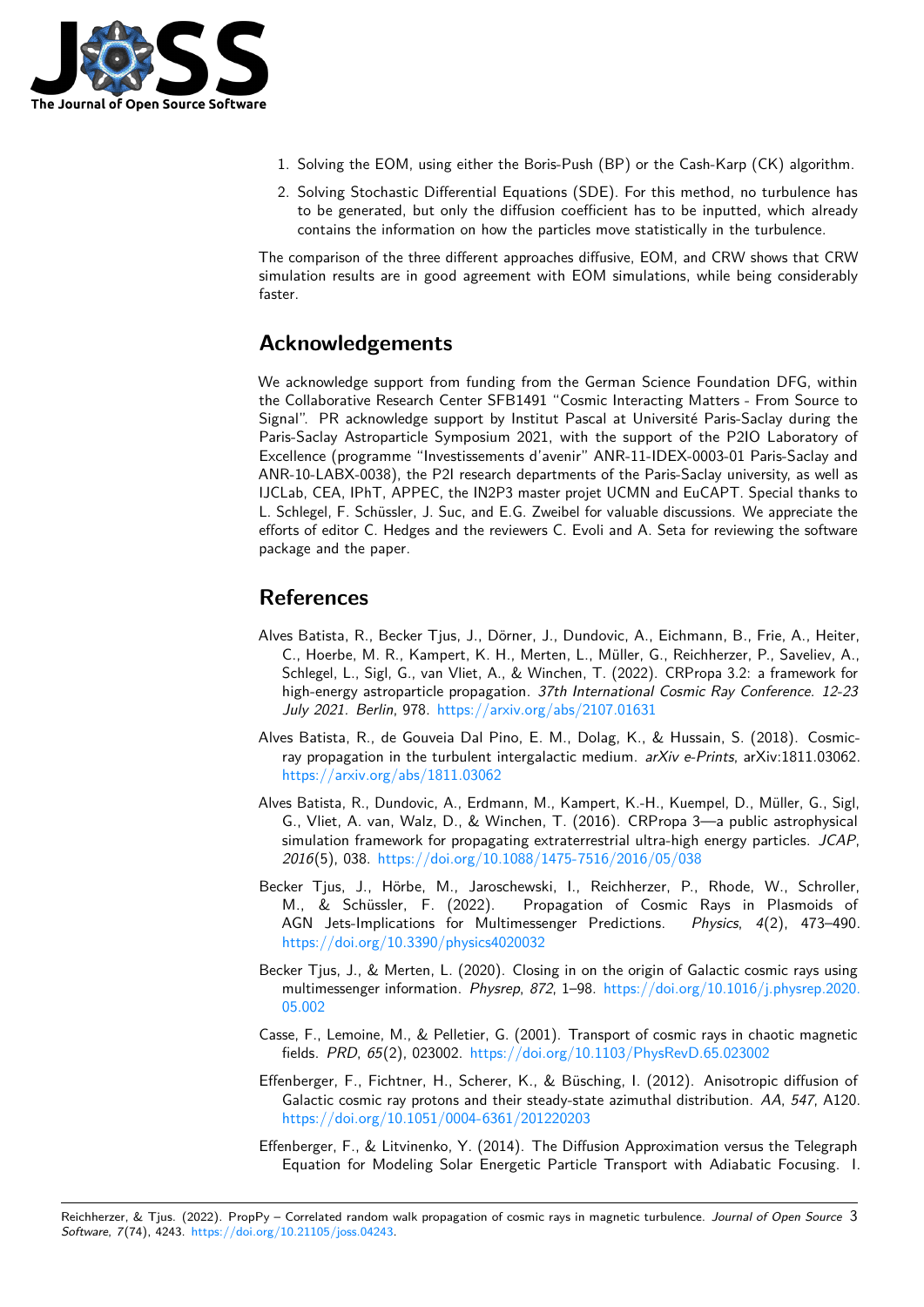1. Solving the EOM, using either the Boris-Push (BP) or the Cash-Karp (CK) algorithm.
2. Solving Stochastic Differential Equations (SDE). For this method, no turbulence has to be generated, but only the diffusion coefficient has to be inputted, which already contains the information on how the particles move statistically in the turbulence.

The comparison of the three different approaches diffusive, EOM, and CRW shows that CRW simulation results are in good agreement with EOM simulations, while being considerably faster.

# Acknowledgements

We acknowledge support from funding from the German Science Foundation DFG, within the Collaborative Research Center SFB1491 "Cosmic Interacting Matters - From Source to Signal". PR acknowledge support by Institut Pascal at Université Paris-Saclay during the Paris-Saclay Astroparticle Symposium 2021, with the support of the P2IO Laboratory of Excellence (programme "Investissements d'avenir" ANR-11-IDEX-0003-01 Paris-Saclay and ANR-10-LABX-0038), the P2I research departments of the Paris-Saclay university, as well as IJCLab, CEA, IPhT, APPEC, the IN2P3 master projet UCMN and EuCAPT. Special thanks to L. Schlegel, F. Schüssler, J. Suc, and E.G. Zweibel for valuable discussions. We appreciate the efforts of editor C. Hedges and the reviewers C. Evoli and A. Seta for reviewing the software package and the paper.

# References

Alves Batista, R., Becker Tjus, J., Dörner, J., Dundovic, A., Eichmann, B., Frie, A., Heiter, C., Hoerbe, M. R., Kampert, K. H., Merten, L., Müller, G., Reichherzer, P., Saveliev, A., Schlegel, L., Sigl, G., van Vliet, A., & Winchen, T. (2022). CRPropa 3.2: a framework for high-energy astroparticle propagation. *37th International Cosmic Ray Conference. 12-23 July 2021. Berlin*, 978. https://arxiv.org/abs/2107.01631

Alves Batista, R., de Gouveia Dal Pino, E. M., Dolag, K., & Hussain, S. (2018). Cosmic-ray propagation in the turbulent intergalactic medium. *arXiv e-Prints*, arXiv:1811.03062. https://arxiv.org/abs/1811.03062

Alves Batista, R., Dundovic, A., Erdmann, M., Kampert, K.-H., Kuempel, D., Müller, G., Sigl, G., Vliet, A. van, Walz, D., & Winchen, T. (2016). CRPropa 3—a public astrophysical simulation framework for propagating extraterrestrial ultra-high energy particles. *JCAP*, *2016*(5), 038. https://doi.org/10.1088/1475-7516/2016/05/038

Becker Tjus, J., Hörbe, M., Jaroschewski, I., Reichherzer, P., Rhode, W., Schroller, M., & Schüssler, F. (2022). Propagation of Cosmic Rays in Plasmoids of AGN Jets-Implications for Multimessenger Predictions. *Physics*, *4*(2), 473–490. https://doi.org/10.3390/physics4020032

Becker Tjus, J., & Merten, L. (2020). Closing in on the origin of Galactic cosmic rays using multimessenger information. *Physrep*, *872*, 1–98. https://doi.org/10.1016/j.physrep.2020.05.002

Casse, F., Lemoine, M., & Pelletier, G. (2001). Transport of cosmic rays in chaotic magnetic fields. *PRD*, *65*(2), 023002. https://doi.org/10.1103/PhysRevD.65.023002

Effenberger, F., Fichtner, H., Scherer, K., & Büsching, I. (2012). Anisotropic diffusion of Galactic cosmic ray protons and their steady-state azimuthal distribution. *AA*, *547*, A120. https://doi.org/10.1051/0004-6361/201220203

Effenberger, F., & Litvinenko, Y. (2014). The Diffusion Approximation versus the Telegraph Equation for Modeling Solar Energetic Particle Transport with Adiabatic Focusing. I.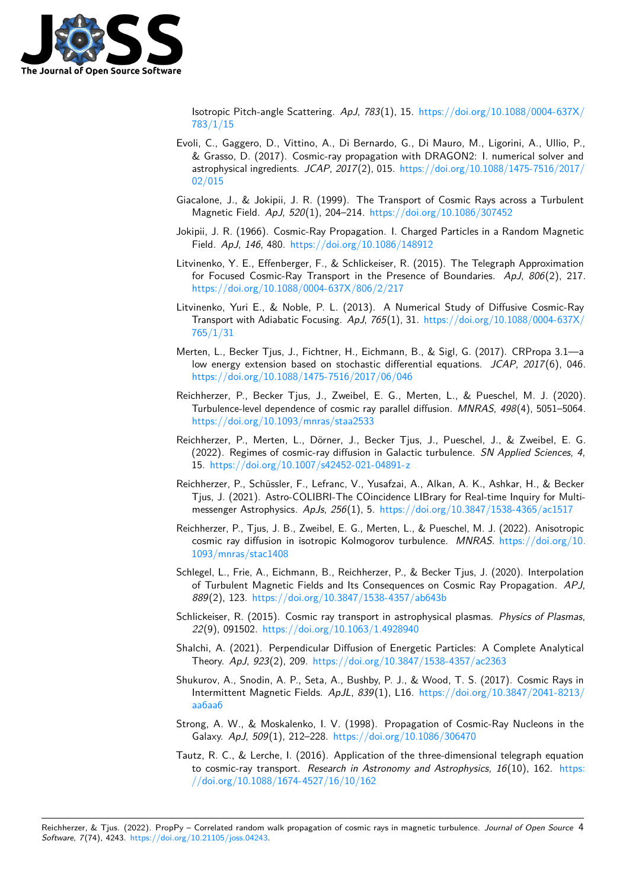Isotropic Pitch-angle Scattering. *ApJ*, *783*(1), 15. https://doi.org/10.1088/0004-637X/783/1/15

Evoli, C., Gaggero, D., Vittino, A., Di Bernardo, G., Di Mauro, M., Ligorini, A., Ullio, P., & Grasso, D. (2017). Cosmic-ray propagation with DRAGON2: I. numerical solver and astrophysical ingredients. *JCAP*, *2017*(2), 015. https://doi.org/10.1088/1475-7516/2017/02/015

Giacalone, J., & Jokipii, J. R. (1999). The Transport of Cosmic Rays across a Turbulent Magnetic Field. *ApJ*, *520*(1), 204–214. https://doi.org/10.1086/307452

Jokipii, J. R. (1966). Cosmic-Ray Propagation. I. Charged Particles in a Random Magnetic Field. *ApJ*, *146*, 480. https://doi.org/10.1086/148912

Litvinenko, Y. E., Effenberger, F., & Schlickeiser, R. (2015). The Telegraph Approximation for Focused Cosmic-Ray Transport in the Presence of Boundaries. *ApJ*, *806*(2), 217. https://doi.org/10.1088/0004-637X/806/2/217

Litvinenko, Yuri E., & Noble, P. L. (2013). A Numerical Study of Diffusive Cosmic-Ray Transport with Adiabatic Focusing. *ApJ*, *765*(1), 31. https://doi.org/10.1088/0004-637X/765/1/31

Merten, L., Becker Tjus, J., Fichtner, H., Eichmann, B., & Sigl, G. (2017). CRPropa 3.1—a low energy extension based on stochastic differential equations. *JCAP*, *2017*(6), 046. https://doi.org/10.1088/1475-7516/2017/06/046

Reichherzer, P., Becker Tjus, J., Zweibel, E. G., Merten, L., & Pueschel, M. J. (2020). Turbulence-level dependence of cosmic ray parallel diffusion. *MNRAS*, *498*(4), 5051–5064. https://doi.org/10.1093/mnras/staa2533

Reichherzer, P., Merten, L., Dörner, J., Becker Tjus, J., Pueschel, J., & Zweibel, E. G. (2022). Regimes of cosmic-ray diffusion in Galactic turbulence. *SN Applied Sciences*, *4*, 15. https://doi.org/10.1007/s42452-021-04891-z

Reichherzer, P., Schüssler, F., Lefranc, V., Yusafzai, A., Alkan, A. K., Ashkar, H., & Becker Tjus, J. (2021). Astro-COLIBRI-The COincidence LIBrary for Real-time Inquiry for Multi-messenger Astrophysics. *ApJs*, *256*(1), 5. https://doi.org/10.3847/1538-4365/ac1517

Reichherzer, P., Tjus, J. B., Zweibel, E. G., Merten, L., & Pueschel, M. J. (2022). Anisotropic cosmic ray diffusion in isotropic Kolmogorov turbulence. *MNRAS*. https://doi.org/10.1093/mnras/stac1408

Schlegel, L., Frie, A., Eichmann, B., Reichherzer, P., & Becker Tjus, J. (2020). Interpolation of Turbulent Magnetic Fields and Its Consequences on Cosmic Ray Propagation. *APJ*, *889*(2), 123. https://doi.org/10.3847/1538-4357/ab643b

Schlickeiser, R. (2015). Cosmic ray transport in astrophysical plasmas. *Physics of Plasmas*, *22*(9), 091502. https://doi.org/10.1063/1.4928940

Shalchi, A. (2021). Perpendicular Diffusion of Energetic Particles: A Complete Analytical Theory. *ApJ*, *923*(2), 209. https://doi.org/10.3847/1538-4357/ac2363

Shukurov, A., Snodin, A. P., Seta, A., Bushby, P. J., & Wood, T. S. (2017). Cosmic Rays in Intermittent Magnetic Fields. *ApJL*, *839*(1), L16. https://doi.org/10.3847/2041-8213/aa6aa6

Strong, A. W., & Moskalenko, I. V. (1998). Propagation of Cosmic-Ray Nucleons in the Galaxy. *ApJ*, *509*(1), 212–228. https://doi.org/10.1086/306470

Tautz, R. C., & Lerche, I. (2016). Application of the three-dimensional telegraph equation to cosmic-ray transport. *Research in Astronomy and Astrophysics*, *16*(10), 162. https://doi.org/10.1088/1674-4527/16/10/162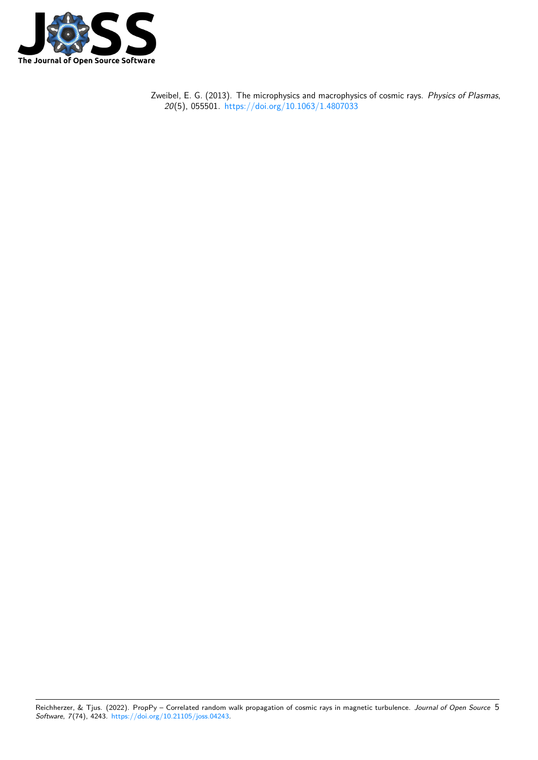Zweibel, E. G. (2013). The microphysics and macrophysics of cosmic rays. *Physics of Plasmas*, *20*(5), 055501. https://doi.org/10.1063/1.4807033